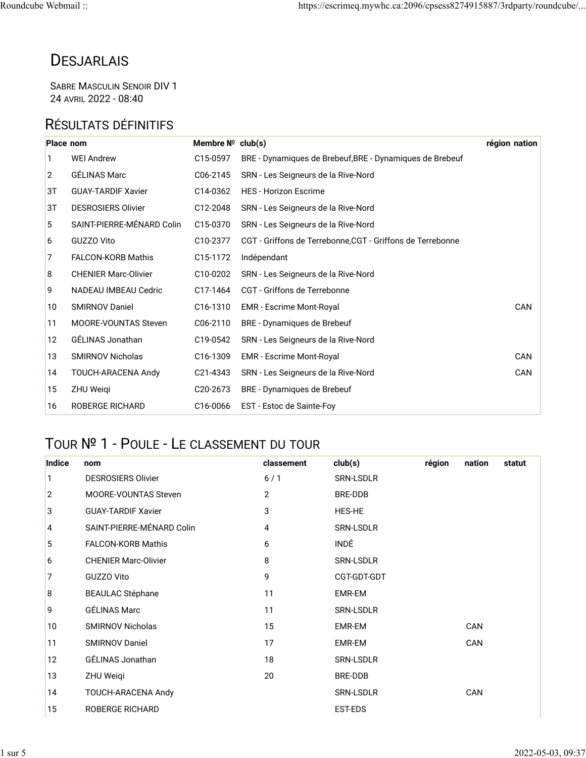# Desjarlais

Sabre Masculin Senoir DIV 1
24 avril 2022 - 08:40

## Résultats définitifs

| Place | nom | Membre № | club(s) | région | nation |
|---|---|---|---|---|---|
| 1 | WEI Andrew | C15-0597 | BRE - Dynamiques de Brebeuf,BRE - Dynamiques de Brebeuf | | |
| 2 | GÉLINAS Marc | C06-2145 | SRN - Les Seigneurs de la Rive-Nord | | |
| 3T | GUAY-TARDIF Xavier | C14-0362 | HES - Horizon Escrime | | |
| 3T | DESROSIERS Olivier | C12-2048 | SRN - Les Seigneurs de la Rive-Nord | | |
| 5 | SAINT-PIERRE-MÉNARD Colin | C15-0370 | SRN - Les Seigneurs de la Rive-Nord | | |
| 6 | GUZZO Vito | C10-2377 | CGT - Griffons de Terrebonne,CGT - Griffons de Terrebonne | | |
| 7 | FALCON-KORB Mathis | C15-1172 | Indépendant | | |
| 8 | CHENIER Marc-Olivier | C10-0202 | SRN - Les Seigneurs de la Rive-Nord | | |
| 9 | NADEAU IMBEAU Cedric | C17-1464 | CGT - Griffons de Terrebonne | | |
| 10 | SMIRNOV Daniel | C16-1310 | EMR - Escrime Mont-Royal | | CAN |
| 11 | MOORE-VOUNTAS Steven | C06-2110 | BRE - Dynamiques de Brebeuf | | |
| 12 | GÉLINAS Jonathan | C19-0542 | SRN - Les Seigneurs de la Rive-Nord | | |
| 13 | SMIRNOV Nicholas | C16-1309 | EMR - Escrime Mont-Royal | | CAN |
| 14 | TOUCH-ARACENA Andy | C21-4343 | SRN - Les Seigneurs de la Rive-Nord | | CAN |
| 15 | ZHU Weiqi | C20-2673 | BRE - Dynamiques de Brebeuf | | |
| 16 | ROBERGE RICHARD | C16-0066 | EST - Estoc de Sainte-Foy | | |

## Tour № 1 - Poule - Le classement du tour

| Indice | nom | classement | club(s) | région | nation | statut |
|---|---|---|---|---|---|---|
| 1 | DESROSIERS Olivier | 6 / 1 | SRN-LSDLR | | | |
| 2 | MOORE-VOUNTAS Steven | 2 | BRE-DDB | | | |
| 3 | GUAY-TARDIF Xavier | 3 | HES-HE | | | |
| 4 | SAINT-PIERRE-MÉNARD Colin | 4 | SRN-LSDLR | | | |
| 5 | FALCON-KORB Mathis | 6 | INDÉ | | | |
| 6 | CHENIER Marc-Olivier | 8 | SRN-LSDLR | | | |
| 7 | GUZZO Vito | 9 | CGT-GDT-GDT | | | |
| 8 | BEAULAC Stéphane | 11 | EMR-EM | | | |
| 9 | GÉLINAS Marc | 11 | SRN-LSDLR | | | |
| 10 | SMIRNOV Nicholas | 15 | EMR-EM | | CAN | |
| 11 | SMIRNOV Daniel | 17 | EMR-EM | | CAN | |
| 12 | GÉLINAS Jonathan | 18 | SRN-LSDLR | | | |
| 13 | ZHU Weiqi | 20 | BRE-DDB | | | |
| 14 | TOUCH-ARACENA Andy | | SRN-LSDLR | | CAN | |
| 15 | ROBERGE RICHARD | | EST-EDS | | | |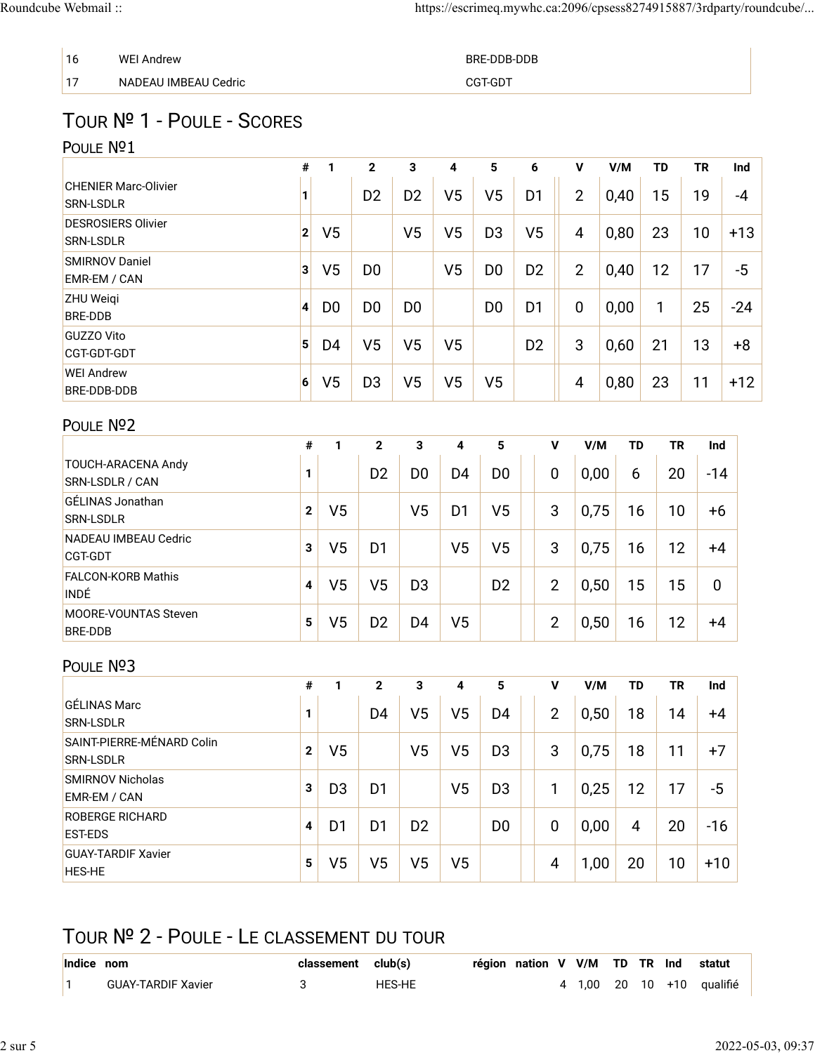| | | |
|---|---|---|
| 16 | WEI Andrew | BRE-DDB-DDB |
| 17 | NADEAU IMBEAU Cedric | CGT-GDT |

# Tour № 1 - Poule - Scores

## Poule №1

| | # | 1 | 2 | 3 | 4 | 5 | 6 | V | V/M | TD | TR | Ind |
|---|---|---|---|---|---|---|---|---|---|---|---|---|
| CHENIER Marc-Olivier SRN-LSDLR | 1 | | D2 | D2 | V5 | V5 | D1 | 2 | 0,40 | 15 | 19 | -4 |
| DESROSIERS Olivier SRN-LSDLR | 2 | V5 | | V5 | V5 | D3 | V5 | 4 | 0,80 | 23 | 10 | +13 |
| SMIRNOV Daniel EMR-EM / CAN | 3 | V5 | D0 | | V5 | D0 | D2 | 2 | 0,40 | 12 | 17 | -5 |
| ZHU Weiqi BRE-DDB | 4 | D0 | D0 | D0 | | D0 | D1 | 0 | 0,00 | 1 | 25 | -24 |
| GUZZO Vito CGT-GDT-GDT | 5 | D4 | V5 | V5 | V5 | | D2 | 3 | 0,60 | 21 | 13 | +8 |
| WEI Andrew BRE-DDB-DDB | 6 | V5 | D3 | V5 | V5 | V5 | | 4 | 0,80 | 23 | 11 | +12 |

## Poule №2

| | # | 1 | 2 | 3 | 4 | 5 | V | V/M | TD | TR | Ind |
|---|---|---|---|---|---|---|---|---|---|---|---|
| TOUCH-ARACENA Andy SRN-LSDLR / CAN | 1 | | D2 | D0 | D4 | D0 | 0 | 0,00 | 6 | 20 | -14 |
| GÉLINAS Jonathan SRN-LSDLR | 2 | V5 | | V5 | D1 | V5 | 3 | 0,75 | 16 | 10 | +6 |
| NADEAU IMBEAU Cedric CGT-GDT | 3 | V5 | D1 | | V5 | V5 | 3 | 0,75 | 16 | 12 | +4 |
| FALCON-KORB Mathis INDÉ | 4 | V5 | V5 | D3 | | D2 | 2 | 0,50 | 15 | 15 | 0 |
| MOORE-VOUNTAS Steven BRE-DDB | 5 | V5 | D2 | D4 | V5 | | 2 | 0,50 | 16 | 12 | +4 |

## Poule №3

| | # | 1 | 2 | 3 | 4 | 5 | V | V/M | TD | TR | Ind |
|---|---|---|---|---|---|---|---|---|---|---|---|
| GÉLINAS Marc SRN-LSDLR | 1 | | D4 | V5 | V5 | D4 | 2 | 0,50 | 18 | 14 | +4 |
| SAINT-PIERRE-MÉNARD Colin SRN-LSDLR | 2 | V5 | | V5 | V5 | D3 | 3 | 0,75 | 18 | 11 | +7 |
| SMIRNOV Nicholas EMR-EM / CAN | 3 | D3 | D1 | | V5 | D3 | 1 | 0,25 | 12 | 17 | -5 |
| ROBERGE RICHARD EST-EDS | 4 | D1 | D1 | D2 | | D0 | 0 | 0,00 | 4 | 20 | -16 |
| GUAY-TARDIF Xavier HES-HE | 5 | V5 | V5 | V5 | V5 | | 4 | 1,00 | 20 | 10 | +10 |

# Tour № 2 - Poule - Le classement du tour

| Indice | nom | classement | club(s) | région | nation | V | V/M | TD | TR | Ind | statut |
|---|---|---|---|---|---|---|---|---|---|---|---|
| 1 | GUAY-TARDIF Xavier | 3 | HES-HE | | | 4 | 1,00 | 20 | 10 | +10 | qualifié |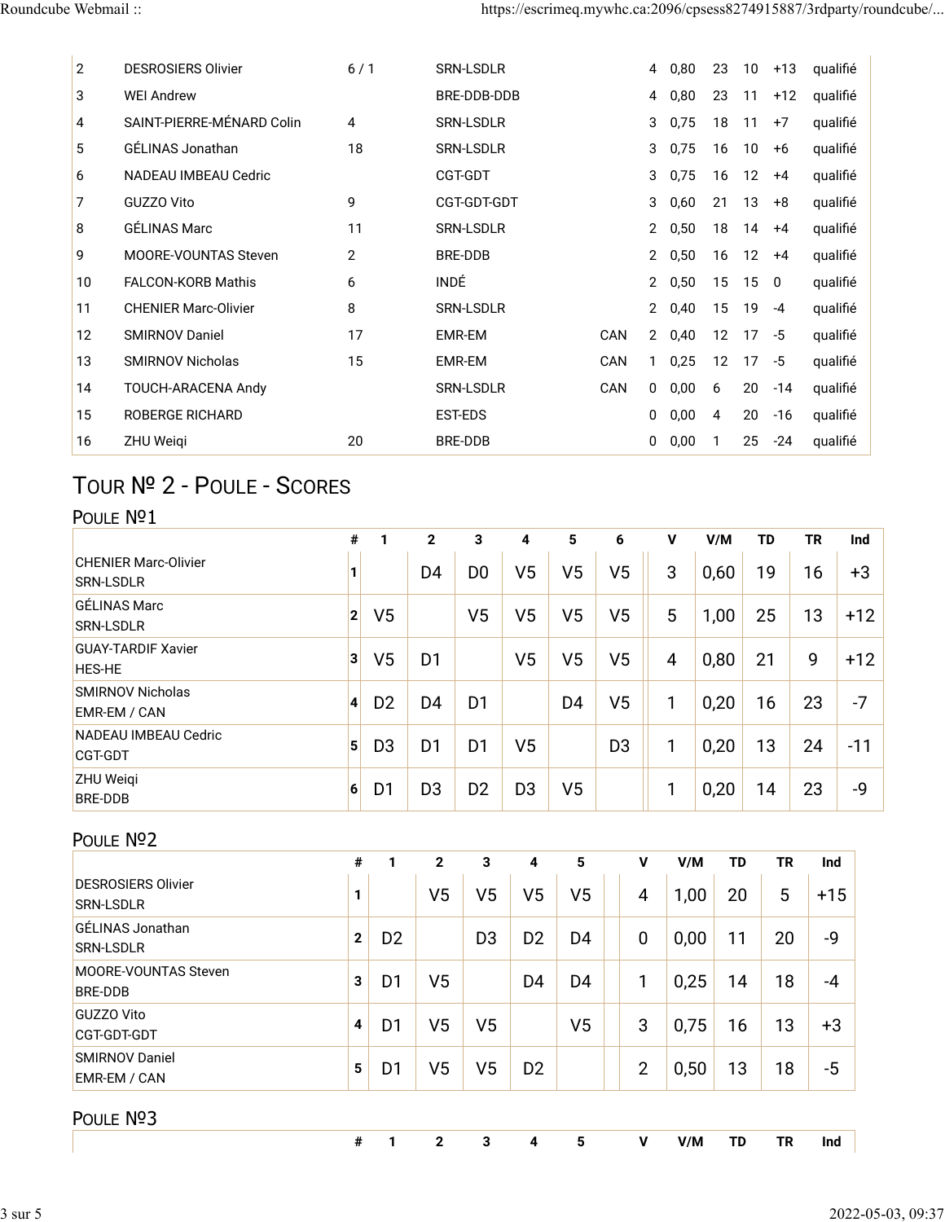| | | | | | | | | | | |
|---|---|---|---|---|---|---|---|---|---|---|
| 2 | DESROSIERS Olivier | 6 / 1 | SRN-LSDLR | | 4 | 0,80 | 23 | 10 | +13 | qualifié |
| 3 | WEI Andrew | | BRE-DDB-DDB | | 4 | 0,80 | 23 | 11 | +12 | qualifié |
| 4 | SAINT-PIERRE-MÉNARD Colin | 4 | SRN-LSDLR | | 3 | 0,75 | 18 | 11 | +7 | qualifié |
| 5 | GÉLINAS Jonathan | 18 | SRN-LSDLR | | 3 | 0,75 | 16 | 10 | +6 | qualifié |
| 6 | NADEAU IMBEAU Cedric | | CGT-GDT | | 3 | 0,75 | 16 | 12 | +4 | qualifié |
| 7 | GUZZO Vito | 9 | CGT-GDT-GDT | | 3 | 0,60 | 21 | 13 | +8 | qualifié |
| 8 | GÉLINAS Marc | 11 | SRN-LSDLR | | 2 | 0,50 | 18 | 14 | +4 | qualifié |
| 9 | MOORE-VOUNTAS Steven | 2 | BRE-DDB | | 2 | 0,50 | 16 | 12 | +4 | qualifié |
| 10 | FALCON-KORB Mathis | 6 | INDÉ | | 2 | 0,50 | 15 | 15 | 0 | qualifié |
| 11 | CHENIER Marc-Olivier | 8 | SRN-LSDLR | | 2 | 0,40 | 15 | 19 | -4 | qualifié |
| 12 | SMIRNOV Daniel | 17 | EMR-EM | CAN | 2 | 0,40 | 12 | 17 | -5 | qualifié |
| 13 | SMIRNOV Nicholas | 15 | EMR-EM | CAN | 1 | 0,25 | 12 | 17 | -5 | qualifié |
| 14 | TOUCH-ARACENA Andy | | SRN-LSDLR | CAN | 0 | 0,00 | 6 | 20 | -14 | qualifié |
| 15 | ROBERGE RICHARD | | EST-EDS | | 0 | 0,00 | 4 | 20 | -16 | qualifié |
| 16 | ZHU Weiqi | 20 | BRE-DDB | | 0 | 0,00 | 1 | 25 | -24 | qualifié |

## Tour № 2 - Poule - Scores

### Poule №1

| | # | 1 | 2 | 3 | 4 | 5 | 6 | V | V/M | TD | TR | Ind |
|---|---|---|---|---|---|---|---|---|---|---|---|---|
| CHENIER Marc-Olivier SRN-LSDLR | 1 | | D4 | D0 | V5 | V5 | V5 | 3 | 0,60 | 19 | 16 | +3 |
| GÉLINAS Marc SRN-LSDLR | 2 | V5 | | V5 | V5 | V5 | V5 | 5 | 1,00 | 25 | 13 | +12 |
| GUAY-TARDIF Xavier HES-HE | 3 | V5 | D1 | | V5 | V5 | V5 | 4 | 0,80 | 21 | 9 | +12 |
| SMIRNOV Nicholas EMR-EM / CAN | 4 | D2 | D4 | D1 | | D4 | V5 | 1 | 0,20 | 16 | 23 | -7 |
| NADEAU IMBEAU Cedric CGT-GDT | 5 | D3 | D1 | D1 | V5 | | D3 | 1 | 0,20 | 13 | 24 | -11 |
| ZHU Weiqi BRE-DDB | 6 | D1 | D3 | D2 | D3 | V5 | | 1 | 0,20 | 14 | 23 | -9 |

### Poule №2

| | # | 1 | 2 | 3 | 4 | 5 | V | V/M | TD | TR | Ind |
|---|---|---|---|---|---|---|---|---|---|---|---|
| DESROSIERS Olivier SRN-LSDLR | 1 | | V5 | V5 | V5 | V5 | 4 | 1,00 | 20 | 5 | +15 |
| GÉLINAS Jonathan SRN-LSDLR | 2 | D2 | | D3 | D2 | D4 | 0 | 0,00 | 11 | 20 | -9 |
| MOORE-VOUNTAS Steven BRE-DDB | 3 | D1 | V5 | | D4 | D4 | 1 | 0,25 | 14 | 18 | -4 |
| GUZZO Vito CGT-GDT-GDT | 4 | D1 | V5 | V5 | | V5 | 3 | 0,75 | 16 | 13 | +3 |
| SMIRNOV Daniel EMR-EM / CAN | 5 | D1 | V5 | V5 | D2 | | 2 | 0,50 | 13 | 18 | -5 |

### Poule №3

| | # | 1 | 2 | 3 | 4 | 5 | V | V/M | TD | TR | Ind |
|---|---|---|---|---|---|---|---|---|---|---|---|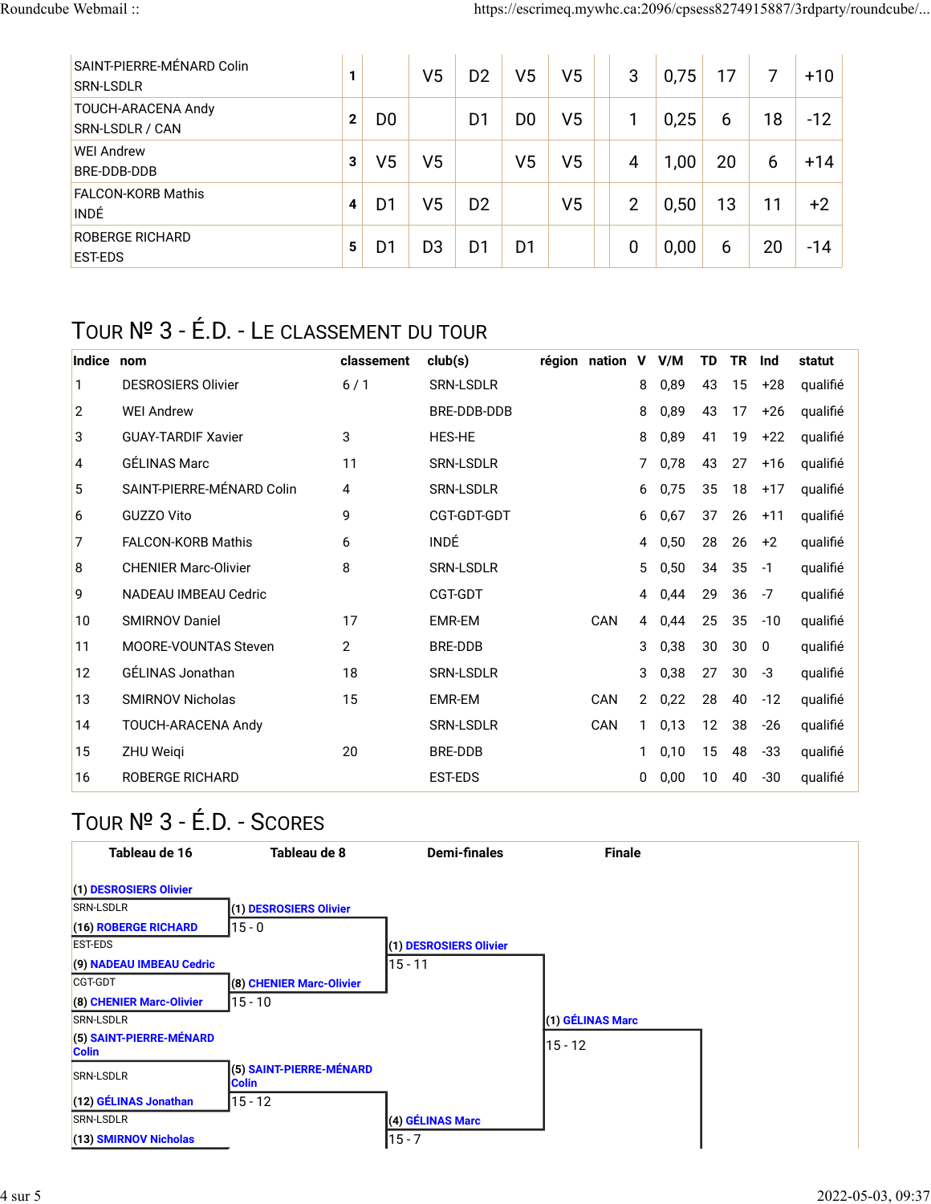| | | 1 | 2 | 3 | 4 | 5 | | V | V/M | TD | TR | Ind |
|---|---|---|---|---|---|---|---|---|---|---|---|---|
| SAINT-PIERRE-MÉNARD Colin SRN-LSDLR | 1 | | V5 | D2 | V5 | V5 | | 3 | 0,75 | 17 | 7 | +10 |
| TOUCH-ARACENA Andy SRN-LSDLR / CAN | 2 | D0 | | D1 | D0 | V5 | | 1 | 0,25 | 6 | 18 | -12 |
| WEI Andrew BRE-DDB-DDB | 3 | V5 | V5 | | V5 | V5 | | 4 | 1,00 | 20 | 6 | +14 |
| FALCON-KORB Mathis INDÉ | 4 | D1 | V5 | D2 | | V5 | | 2 | 0,50 | 13 | 11 | +2 |
| ROBERGE RICHARD EST-EDS | 5 | D1 | D3 | D1 | D1 | | | 0 | 0,00 | 6 | 20 | -14 |

## Tour № 3 - É.D. - Le classement du tour

| Indice | nom | classement | club(s) | région | nation | V | V/M | TD | TR | Ind | statut |
|---|---|---|---|---|---|---|---|---|---|---|---|
| 1 | DESROSIERS Olivier | 6 / 1 | SRN-LSDLR | | | 8 | 0,89 | 43 | 15 | +28 | qualifié |
| 2 | WEI Andrew | | BRE-DDB-DDB | | | 8 | 0,89 | 43 | 17 | +26 | qualifié |
| 3 | GUAY-TARDIF Xavier | 3 | HES-HE | | | 8 | 0,89 | 41 | 19 | +22 | qualifié |
| 4 | GÉLINAS Marc | 11 | SRN-LSDLR | | | 7 | 0,78 | 43 | 27 | +16 | qualifié |
| 5 | SAINT-PIERRE-MÉNARD Colin | 4 | SRN-LSDLR | | | 6 | 0,75 | 35 | 18 | +17 | qualifié |
| 6 | GUZZO Vito | 9 | CGT-GDT-GDT | | | 6 | 0,67 | 37 | 26 | +11 | qualifié |
| 7 | FALCON-KORB Mathis | 6 | INDÉ | | | 4 | 0,50 | 28 | 26 | +2 | qualifié |
| 8 | CHENIER Marc-Olivier | 8 | SRN-LSDLR | | | 5 | 0,50 | 34 | 35 | -1 | qualifié |
| 9 | NADEAU IMBEAU Cedric | | CGT-GDT | | | 4 | 0,44 | 29 | 36 | -7 | qualifié |
| 10 | SMIRNOV Daniel | 17 | EMR-EM | | CAN | 4 | 0,44 | 25 | 35 | -10 | qualifié |
| 11 | MOORE-VOUNTAS Steven | 2 | BRE-DDB | | | 3 | 0,38 | 30 | 30 | 0 | qualifié |
| 12 | GÉLINAS Jonathan | 18 | SRN-LSDLR | | | 3 | 0,38 | 27 | 30 | -3 | qualifié |
| 13 | SMIRNOV Nicholas | 15 | EMR-EM | | CAN | 2 | 0,22 | 28 | 40 | -12 | qualifié |
| 14 | TOUCH-ARACENA Andy | | SRN-LSDLR | | CAN | 1 | 0,13 | 12 | 38 | -26 | qualifié |
| 15 | ZHU Weiqi | 20 | BRE-DDB | | | 1 | 0,10 | 15 | 48 | -33 | qualifié |
| 16 | ROBERGE RICHARD | | EST-EDS | | | 0 | 0,00 | 10 | 40 | -30 | qualifié |

## Tour № 3 - É.D. - Scores

| Tableau de 16 | Tableau de 8 | Demi-finales | Finale |
|---|---|---|---|
| (1) DESROSIERS Olivier SRN-LSDLR | | | |
| | (1) DESROSIERS Olivier 15 - 0 | | |
| (16) ROBERGE RICHARD EST-EDS | | | |
| | | (1) DESROSIERS Olivier 15 - 11 | |
| (9) NADEAU IMBEAU Cedric CGT-GDT | | | |
| | (8) CHENIER Marc-Olivier 15 - 10 | | |
| (8) CHENIER Marc-Olivier SRN-LSDLR | | | |
| | | | (1) GÉLINAS Marc 15 - 12 |
| (5) SAINT-PIERRE-MÉNARD Colin SRN-LSDLR | | | |
| | (5) SAINT-PIERRE-MÉNARD Colin 15 - 12 | | |
| (12) GÉLINAS Jonathan SRN-LSDLR | | | |
| | | (4) GÉLINAS Marc 15 - 7 | |
| (13) SMIRNOV Nicholas | | | |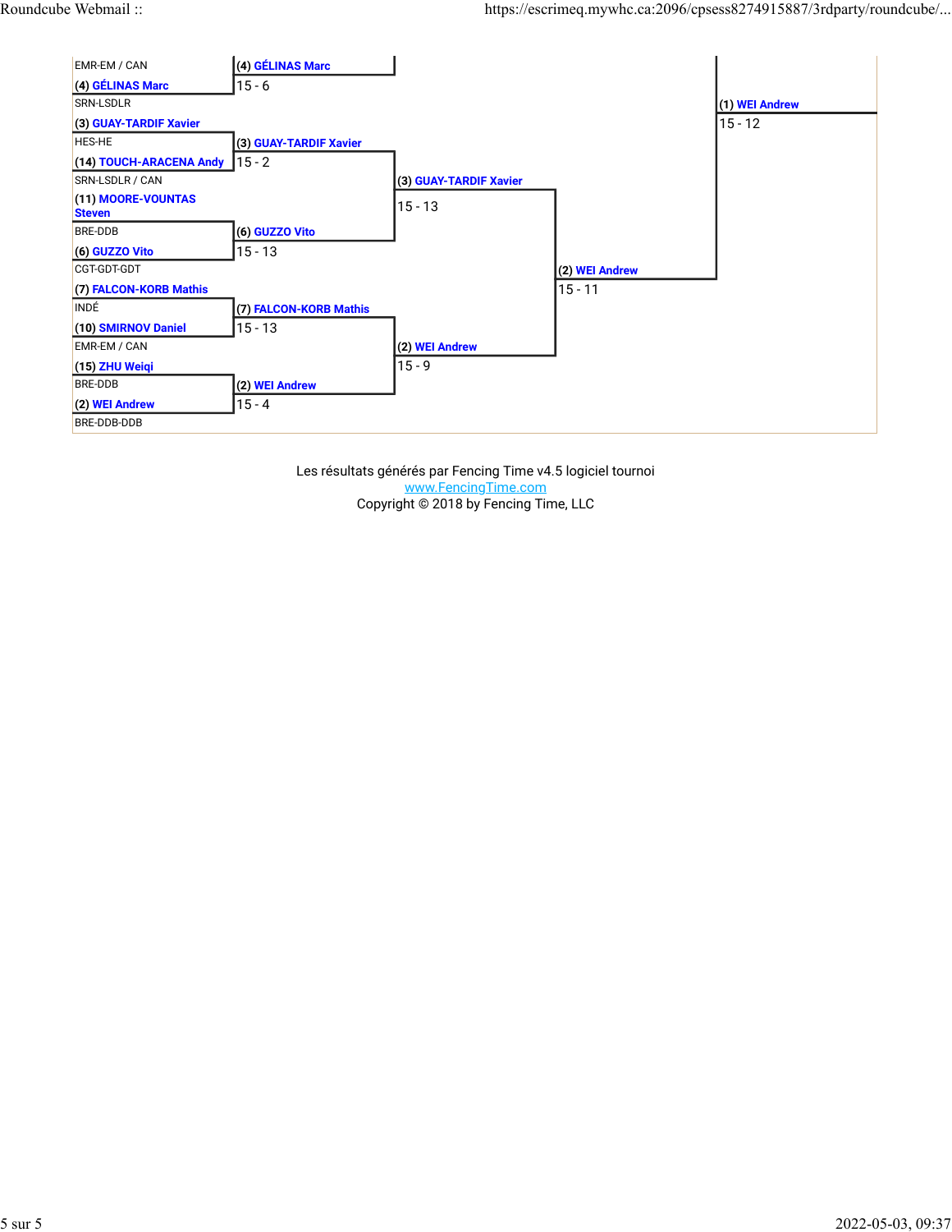EMR-EM / CAN

(4) GÉLINAS Marc

SRN-LSDLR

(3) GUAY-TARDIF Xavier

HES-HE

(14) TOUCH-ARACENA Andy

SRN-LSDLR / CAN

(11) MOORE-VOUNTAS Steven

BRE-DDB

(6) GUZZO Vito

CGT-GDT-GDT

(7) FALCON-KORB Mathis

INDÉ

(10) SMIRNOV Daniel

EMR-EM / CAN

(15) ZHU Weiqi

BRE-DDB

(2) WEI Andrew

BRE-DDB-DDB

(4) GÉLINAS Marc
15 - 6

(3) GUAY-TARDIF Xavier
15 - 2

(6) GUZZO Vito
15 - 13

(7) FALCON-KORB Mathis
15 - 13

(2) WEI Andrew
15 - 4

(3) GUAY-TARDIF Xavier
15 - 13

(2) WEI Andrew
15 - 9

(2) WEI Andrew
15 - 11

(1) WEI Andrew
15 - 12

Les résultats générés par Fencing Time v4.5 logiciel tournoi
www.FencingTime.com
Copyright © 2018 by Fencing Time, LLC